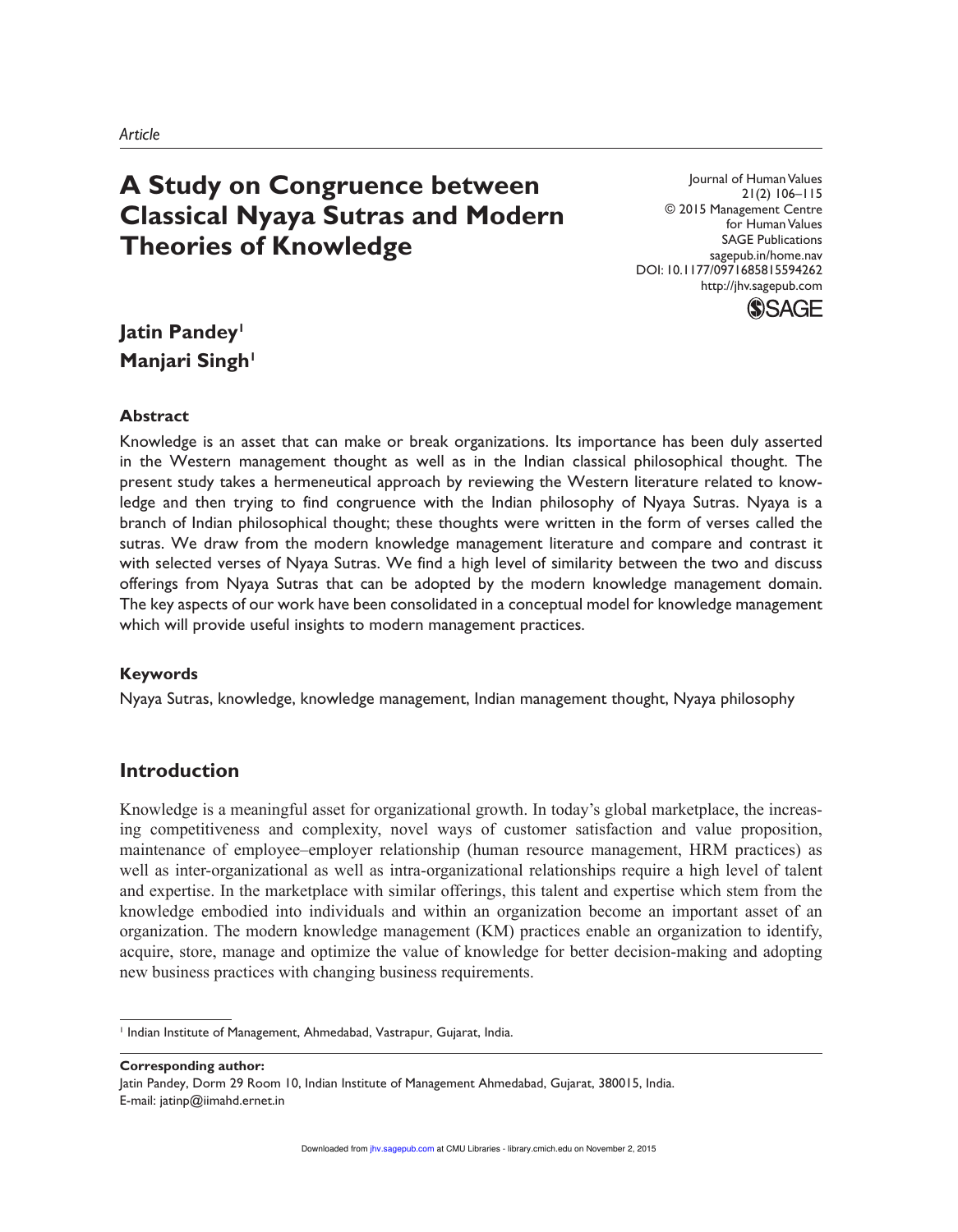*Article*

# A Study on Congruence between Classical Nyaya Sutras and Modern Theories of Knowledge

Journal of Human Values
21(2) 106–115
© 2015 Management Centre for Human Values
SAGE Publications
sagepub.in/home.nav
DOI: 10.1177/0971685815594262
http://jhv.sagepub.com

**Jatin Pandey**[1]
**Manjari Singh**[1]

## Abstract

Knowledge is an asset that can make or break organizations. Its importance has been duly asserted in the Western management thought as well as in the Indian classical philosophical thought. The present study takes a hermeneutical approach by reviewing the Western literature related to knowledge and then trying to find congruence with the Indian philosophy of Nyaya Sutras. Nyaya is a branch of Indian philosophical thought; these thoughts were written in the form of verses called the sutras. We draw from the modern knowledge management literature and compare and contrast it with selected verses of Nyaya Sutras. We find a high level of similarity between the two and discuss offerings from Nyaya Sutras that can be adopted by the modern knowledge management domain. The key aspects of our work have been consolidated in a conceptual model for knowledge management which will provide useful insights to modern management practices.

## Keywords

Nyaya Sutras, knowledge, knowledge management, Indian management thought, Nyaya philosophy

## Introduction

Knowledge is a meaningful asset for organizational growth. In today's global marketplace, the increasing competitiveness and complexity, novel ways of customer satisfaction and value proposition, maintenance of employee–employer relationship (human resource management, HRM practices) as well as inter-organizational as well as intra-organizational relationships require a high level of talent and expertise. In the marketplace with similar offerings, this talent and expertise which stem from the knowledge embodied into individuals and within an organization become an important asset of an organization. The modern knowledge management (KM) practices enable an organization to identify, acquire, store, manage and optimize the value of knowledge for better decision-making and adopting new business practices with changing business requirements.

[1] Indian Institute of Management, Ahmedabad, Vastrapur, Gujarat, India.

**Corresponding author:**
Jatin Pandey, Dorm 29 Room 10, Indian Institute of Management Ahmedabad, Gujarat, 380015, India.
E-mail: jatinp@iimahd.ernet.in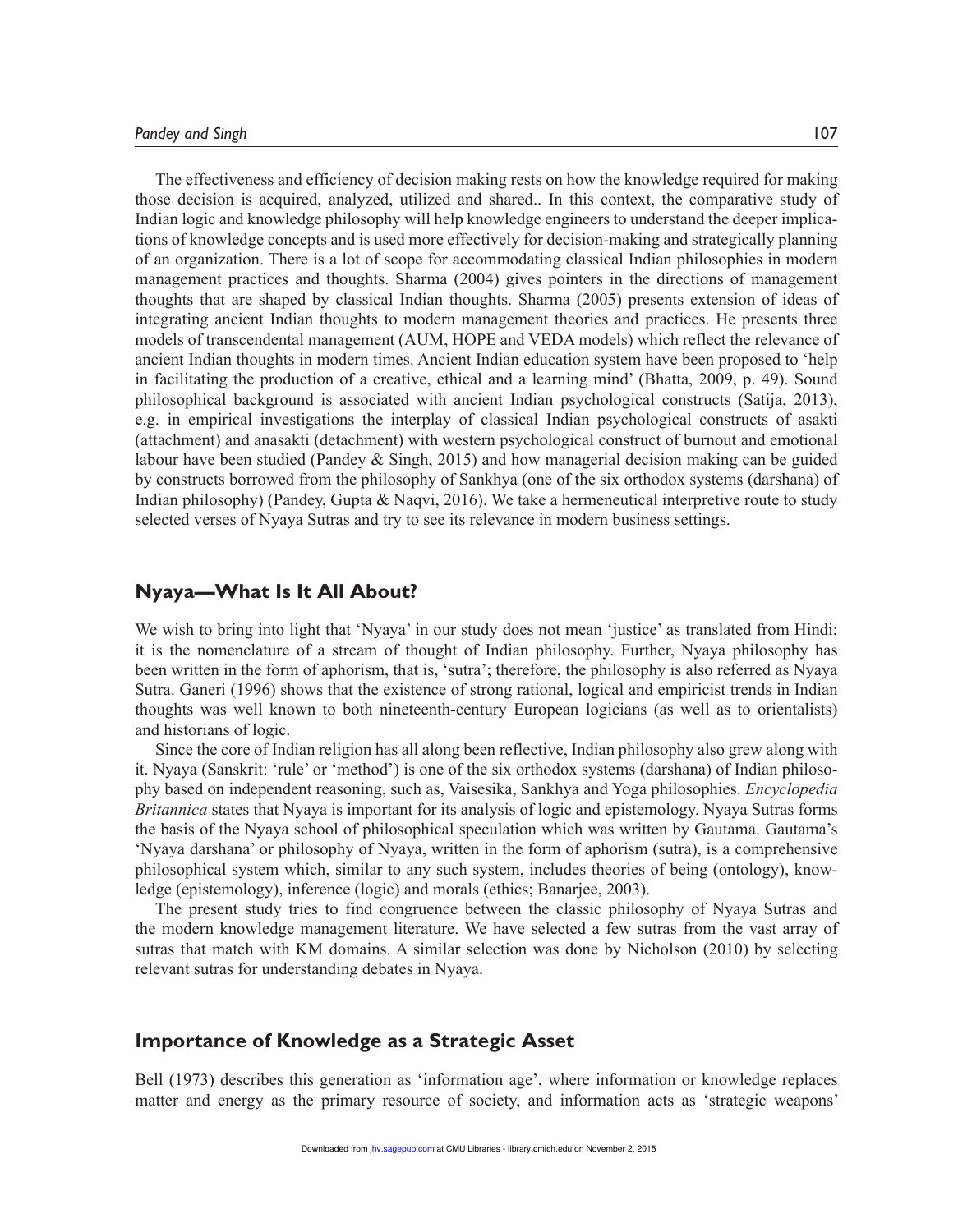The effectiveness and efficiency of decision making rests on how the knowledge required for making those decision is acquired, analyzed, utilized and shared.. In this context, the comparative study of Indian logic and knowledge philosophy will help knowledge engineers to understand the deeper implications of knowledge concepts and is used more effectively for decision-making and strategically planning of an organization. There is a lot of scope for accommodating classical Indian philosophies in modern management practices and thoughts. Sharma (2004) gives pointers in the directions of management thoughts that are shaped by classical Indian thoughts. Sharma (2005) presents extension of ideas of integrating ancient Indian thoughts to modern management theories and practices. He presents three models of transcendental management (AUM, HOPE and VEDA models) which reflect the relevance of ancient Indian thoughts in modern times. Ancient Indian education system have been proposed to 'help in facilitating the production of a creative, ethical and a learning mind' (Bhatta, 2009, p. 49). Sound philosophical background is associated with ancient Indian psychological constructs (Satija, 2013), e.g. in empirical investigations the interplay of classical Indian psychological constructs of asakti (attachment) and anasakti (detachment) with western psychological construct of burnout and emotional labour have been studied (Pandey & Singh, 2015) and how managerial decision making can be guided by constructs borrowed from the philosophy of Sankhya (one of the six orthodox systems (darshana) of Indian philosophy) (Pandey, Gupta & Naqvi, 2016). We take a hermeneutical interpretive route to study selected verses of Nyaya Sutras and try to see its relevance in modern business settings.

## Nyaya—What Is It All About?

We wish to bring into light that 'Nyaya' in our study does not mean 'justice' as translated from Hindi; it is the nomenclature of a stream of thought of Indian philosophy. Further, Nyaya philosophy has been written in the form of aphorism, that is, 'sutra'; therefore, the philosophy is also referred as Nyaya Sutra. Ganeri (1996) shows that the existence of strong rational, logical and empiricist trends in Indian thoughts was well known to both nineteenth-century European logicians (as well as to orientalists) and historians of logic.

Since the core of Indian religion has all along been reflective, Indian philosophy also grew along with it. Nyaya (Sanskrit: 'rule' or 'method') is one of the six orthodox systems (darshana) of Indian philosophy based on independent reasoning, such as, Vaisesika, Sankhya and Yoga philosophies. *Encyclopedia Britannica* states that Nyaya is important for its analysis of logic and epistemology. Nyaya Sutras forms the basis of the Nyaya school of philosophical speculation which was written by Gautama. Gautama's 'Nyaya darshana' or philosophy of Nyaya, written in the form of aphorism (sutra), is a comprehensive philosophical system which, similar to any such system, includes theories of being (ontology), knowledge (epistemology), inference (logic) and morals (ethics; Banarjee, 2003).

The present study tries to find congruence between the classic philosophy of Nyaya Sutras and the modern knowledge management literature. We have selected a few sutras from the vast array of sutras that match with KM domains. A similar selection was done by Nicholson (2010) by selecting relevant sutras for understanding debates in Nyaya.

## Importance of Knowledge as a Strategic Asset

Bell (1973) describes this generation as 'information age', where information or knowledge replaces matter and energy as the primary resource of society, and information acts as 'strategic weapons'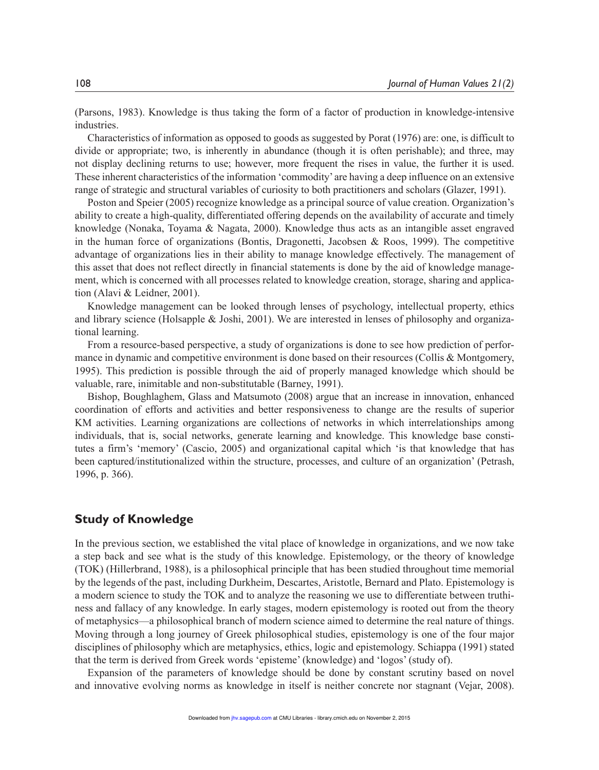(Parsons, 1983). Knowledge is thus taking the form of a factor of production in knowledge-intensive industries.

Characteristics of information as opposed to goods as suggested by Porat (1976) are: one, is difficult to divide or appropriate; two, is inherently in abundance (though it is often perishable); and three, may not display declining returns to use; however, more frequent the rises in value, the further it is used. These inherent characteristics of the information 'commodity' are having a deep influence on an extensive range of strategic and structural variables of curiosity to both practitioners and scholars (Glazer, 1991).

Poston and Speier (2005) recognize knowledge as a principal source of value creation. Organization's ability to create a high-quality, differentiated offering depends on the availability of accurate and timely knowledge (Nonaka, Toyama & Nagata, 2000). Knowledge thus acts as an intangible asset engraved in the human force of organizations (Bontis, Dragonetti, Jacobsen & Roos, 1999). The competitive advantage of organizations lies in their ability to manage knowledge effectively. The management of this asset that does not reflect directly in financial statements is done by the aid of knowledge management, which is concerned with all processes related to knowledge creation, storage, sharing and application (Alavi & Leidner, 2001).

Knowledge management can be looked through lenses of psychology, intellectual property, ethics and library science (Holsapple & Joshi, 2001). We are interested in lenses of philosophy and organizational learning.

From a resource-based perspective, a study of organizations is done to see how prediction of performance in dynamic and competitive environment is done based on their resources (Collis & Montgomery, 1995). This prediction is possible through the aid of properly managed knowledge which should be valuable, rare, inimitable and non-substitutable (Barney, 1991).

Bishop, Boughlaghem, Glass and Matsumoto (2008) argue that an increase in innovation, enhanced coordination of efforts and activities and better responsiveness to change are the results of superior KM activities. Learning organizations are collections of networks in which interrelationships among individuals, that is, social networks, generate learning and knowledge. This knowledge base constitutes a firm's 'memory' (Cascio, 2005) and organizational capital which 'is that knowledge that has been captured/institutionalized within the structure, processes, and culture of an organization' (Petrash, 1996, p. 366).

## Study of Knowledge

In the previous section, we established the vital place of knowledge in organizations, and we now take a step back and see what is the study of this knowledge. Epistemology, or the theory of knowledge (TOK) (Hillerbrand, 1988), is a philosophical principle that has been studied throughout time memorial by the legends of the past, including Durkheim, Descartes, Aristotle, Bernard and Plato. Epistemology is a modern science to study the TOK and to analyze the reasoning we use to differentiate between truthiness and fallacy of any knowledge. In early stages, modern epistemology is rooted out from the theory of metaphysics—a philosophical branch of modern science aimed to determine the real nature of things. Moving through a long journey of Greek philosophical studies, epistemology is one of the four major disciplines of philosophy which are metaphysics, ethics, logic and epistemology. Schiappa (1991) stated that the term is derived from Greek words 'episteme' (knowledge) and 'logos' (study of).

Expansion of the parameters of knowledge should be done by constant scrutiny based on novel and innovative evolving norms as knowledge in itself is neither concrete nor stagnant (Vejar, 2008).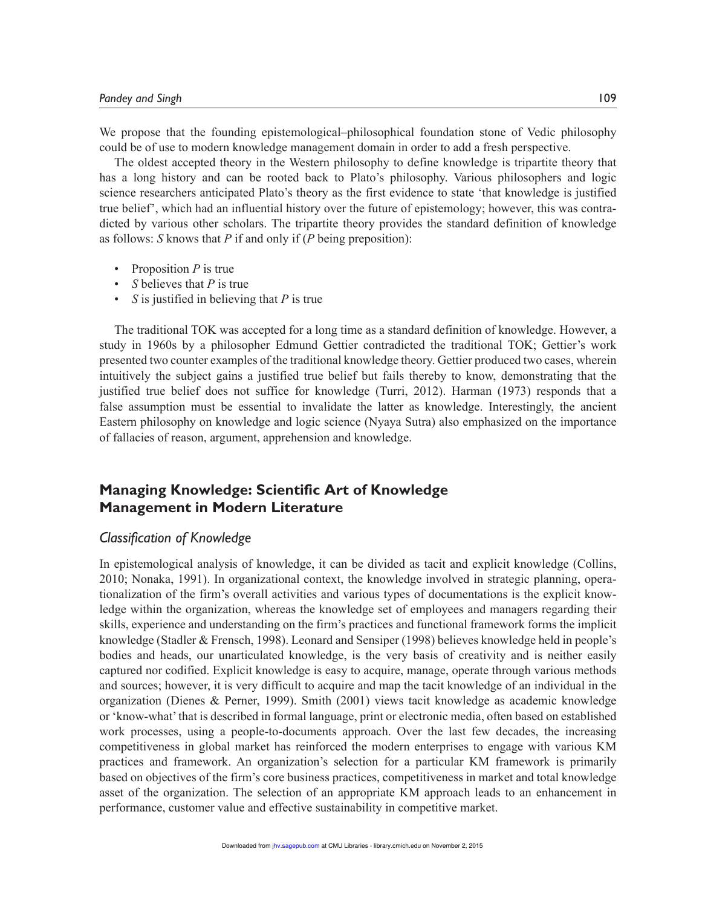We propose that the founding epistemological–philosophical foundation stone of Vedic philosophy could be of use to modern knowledge management domain in order to add a fresh perspective.

The oldest accepted theory in the Western philosophy to define knowledge is tripartite theory that has a long history and can be rooted back to Plato's philosophy. Various philosophers and logic science researchers anticipated Plato's theory as the first evidence to state 'that knowledge is justified true belief', which had an influential history over the future of epistemology; however, this was contradicted by various other scholars. The tripartite theory provides the standard definition of knowledge as follows: *S* knows that *P* if and only if (*P* being preposition):

- Proposition *P* is true
- *S* believes that *P* is true
- *S* is justified in believing that *P* is true

The traditional TOK was accepted for a long time as a standard definition of knowledge. However, a study in 1960s by a philosopher Edmund Gettier contradicted the traditional TOK; Gettier's work presented two counter examples of the traditional knowledge theory. Gettier produced two cases, wherein intuitively the subject gains a justified true belief but fails thereby to know, demonstrating that the justified true belief does not suffice for knowledge (Turri, 2012). Harman (1973) responds that a false assumption must be essential to invalidate the latter as knowledge. Interestingly, the ancient Eastern philosophy on knowledge and logic science (Nyaya Sutra) also emphasized on the importance of fallacies of reason, argument, apprehension and knowledge.

## Managing Knowledge: Scientific Art of Knowledge Management in Modern Literature

### *Classification of Knowledge*

In epistemological analysis of knowledge, it can be divided as tacit and explicit knowledge (Collins, 2010; Nonaka, 1991). In organizational context, the knowledge involved in strategic planning, operationalization of the firm's overall activities and various types of documentations is the explicit knowledge within the organization, whereas the knowledge set of employees and managers regarding their skills, experience and understanding on the firm's practices and functional framework forms the implicit knowledge (Stadler & Frensch, 1998). Leonard and Sensiper (1998) believes knowledge held in people's bodies and heads, our unarticulated knowledge, is the very basis of creativity and is neither easily captured nor codified. Explicit knowledge is easy to acquire, manage, operate through various methods and sources; however, it is very difficult to acquire and map the tacit knowledge of an individual in the organization (Dienes & Perner, 1999). Smith (2001) views tacit knowledge as academic knowledge or 'know-what' that is described in formal language, print or electronic media, often based on established work processes, using a people-to-documents approach. Over the last few decades, the increasing competitiveness in global market has reinforced the modern enterprises to engage with various KM practices and framework. An organization's selection for a particular KM framework is primarily based on objectives of the firm's core business practices, competitiveness in market and total knowledge asset of the organization. The selection of an appropriate KM approach leads to an enhancement in performance, customer value and effective sustainability in competitive market.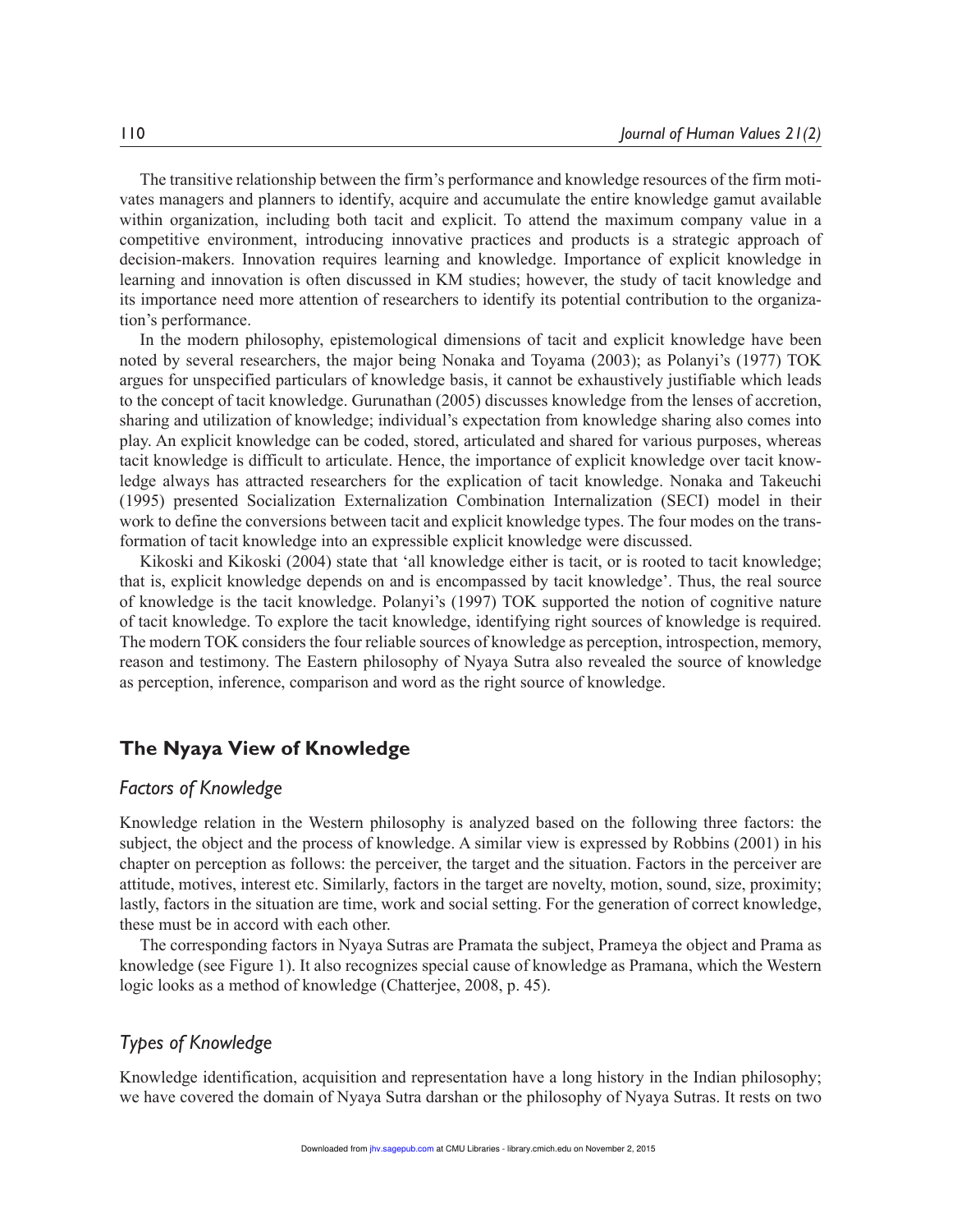The transitive relationship between the firm's performance and knowledge resources of the firm motivates managers and planners to identify, acquire and accumulate the entire knowledge gamut available within organization, including both tacit and explicit. To attend the maximum company value in a competitive environment, introducing innovative practices and products is a strategic approach of decision-makers. Innovation requires learning and knowledge. Importance of explicit knowledge in learning and innovation is often discussed in KM studies; however, the study of tacit knowledge and its importance need more attention of researchers to identify its potential contribution to the organization's performance.

In the modern philosophy, epistemological dimensions of tacit and explicit knowledge have been noted by several researchers, the major being Nonaka and Toyama (2003); as Polanyi's (1977) TOK argues for unspecified particulars of knowledge basis, it cannot be exhaustively justifiable which leads to the concept of tacit knowledge. Gurunathan (2005) discusses knowledge from the lenses of accretion, sharing and utilization of knowledge; individual's expectation from knowledge sharing also comes into play. An explicit knowledge can be coded, stored, articulated and shared for various purposes, whereas tacit knowledge is difficult to articulate. Hence, the importance of explicit knowledge over tacit knowledge always has attracted researchers for the explication of tacit knowledge. Nonaka and Takeuchi (1995) presented Socialization Externalization Combination Internalization (SECI) model in their work to define the conversions between tacit and explicit knowledge types. The four modes on the transformation of tacit knowledge into an expressible explicit knowledge were discussed.

Kikoski and Kikoski (2004) state that 'all knowledge either is tacit, or is rooted to tacit knowledge; that is, explicit knowledge depends on and is encompassed by tacit knowledge'. Thus, the real source of knowledge is the tacit knowledge. Polanyi's (1997) TOK supported the notion of cognitive nature of tacit knowledge. To explore the tacit knowledge, identifying right sources of knowledge is required. The modern TOK considers the four reliable sources of knowledge as perception, introspection, memory, reason and testimony. The Eastern philosophy of Nyaya Sutra also revealed the source of knowledge as perception, inference, comparison and word as the right source of knowledge.

## The Nyaya View of Knowledge

### *Factors of Knowledge*

Knowledge relation in the Western philosophy is analyzed based on the following three factors: the subject, the object and the process of knowledge. A similar view is expressed by Robbins (2001) in his chapter on perception as follows: the perceiver, the target and the situation. Factors in the perceiver are attitude, motives, interest etc. Similarly, factors in the target are novelty, motion, sound, size, proximity; lastly, factors in the situation are time, work and social setting. For the generation of correct knowledge, these must be in accord with each other.

The corresponding factors in Nyaya Sutras are Pramata the subject, Prameya the object and Prama as knowledge (see Figure 1). It also recognizes special cause of knowledge as Pramana, which the Western logic looks as a method of knowledge (Chatterjee, 2008, p. 45).

### *Types of Knowledge*

Knowledge identification, acquisition and representation have a long history in the Indian philosophy; we have covered the domain of Nyaya Sutra darshan or the philosophy of Nyaya Sutras. It rests on two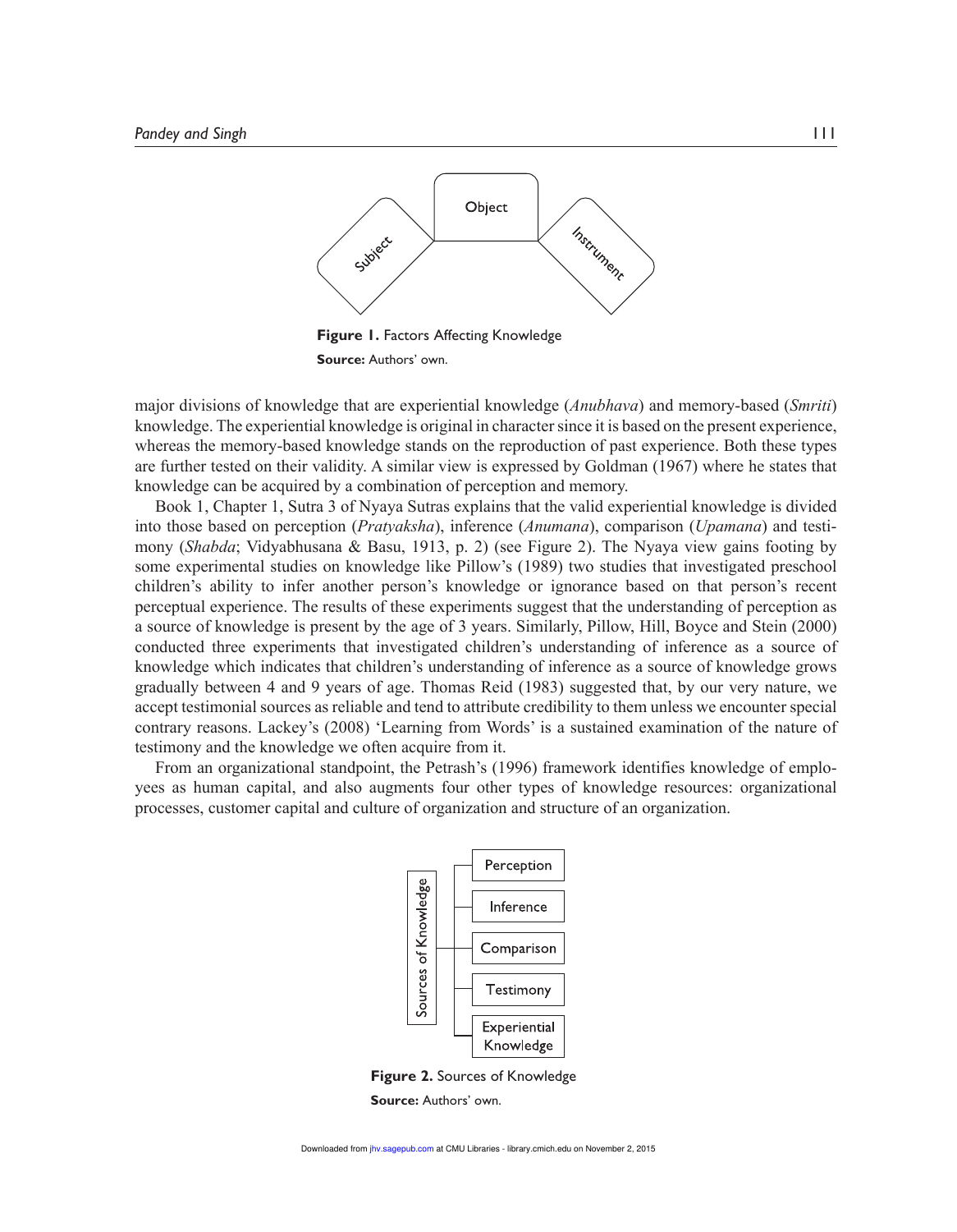Object

Subject

Instrument

**Figure 1.** Factors Affecting Knowledge

**Source:** Authors' own.

major divisions of knowledge that are experiential knowledge (*Anubhava*) and memory-based (*Smriti*) knowledge. The experiential knowledge is original in character since it is based on the present experience, whereas the memory-based knowledge stands on the reproduction of past experience. Both these types are further tested on their validity. A similar view is expressed by Goldman (1967) where he states that knowledge can be acquired by a combination of perception and memory.

Book 1, Chapter 1, Sutra 3 of Nyaya Sutras explains that the valid experiential knowledge is divided into those based on perception (*Pratyaksha*), inference (*Anumana*), comparison (*Upamana*) and testimony (*Shabda*; Vidyabhusana & Basu, 1913, p. 2) (see Figure 2). The Nyaya view gains footing by some experimental studies on knowledge like Pillow's (1989) two studies that investigated preschool children's ability to infer another person's knowledge or ignorance based on that person's recent perceptual experience. The results of these experiments suggest that the understanding of perception as a source of knowledge is present by the age of 3 years. Similarly, Pillow, Hill, Boyce and Stein (2000) conducted three experiments that investigated children's understanding of inference as a source of knowledge which indicates that children's understanding of inference as a source of knowledge grows gradually between 4 and 9 years of age. Thomas Reid (1983) suggested that, by our very nature, we accept testimonial sources as reliable and tend to attribute credibility to them unless we encounter special contrary reasons. Lackey's (2008) 'Learning from Words' is a sustained examination of the nature of testimony and the knowledge we often acquire from it.

From an organizational standpoint, the Petrash's (1996) framework identifies knowledge of employees as human capital, and also augments four other types of knowledge resources: organizational processes, customer capital and culture of organization and structure of an organization.

Sources of Knowledge

- Perception
- Inference
- Comparison
- Testimony
- Experiential Knowledge

**Figure 2.** Sources of Knowledge

**Source:** Authors' own.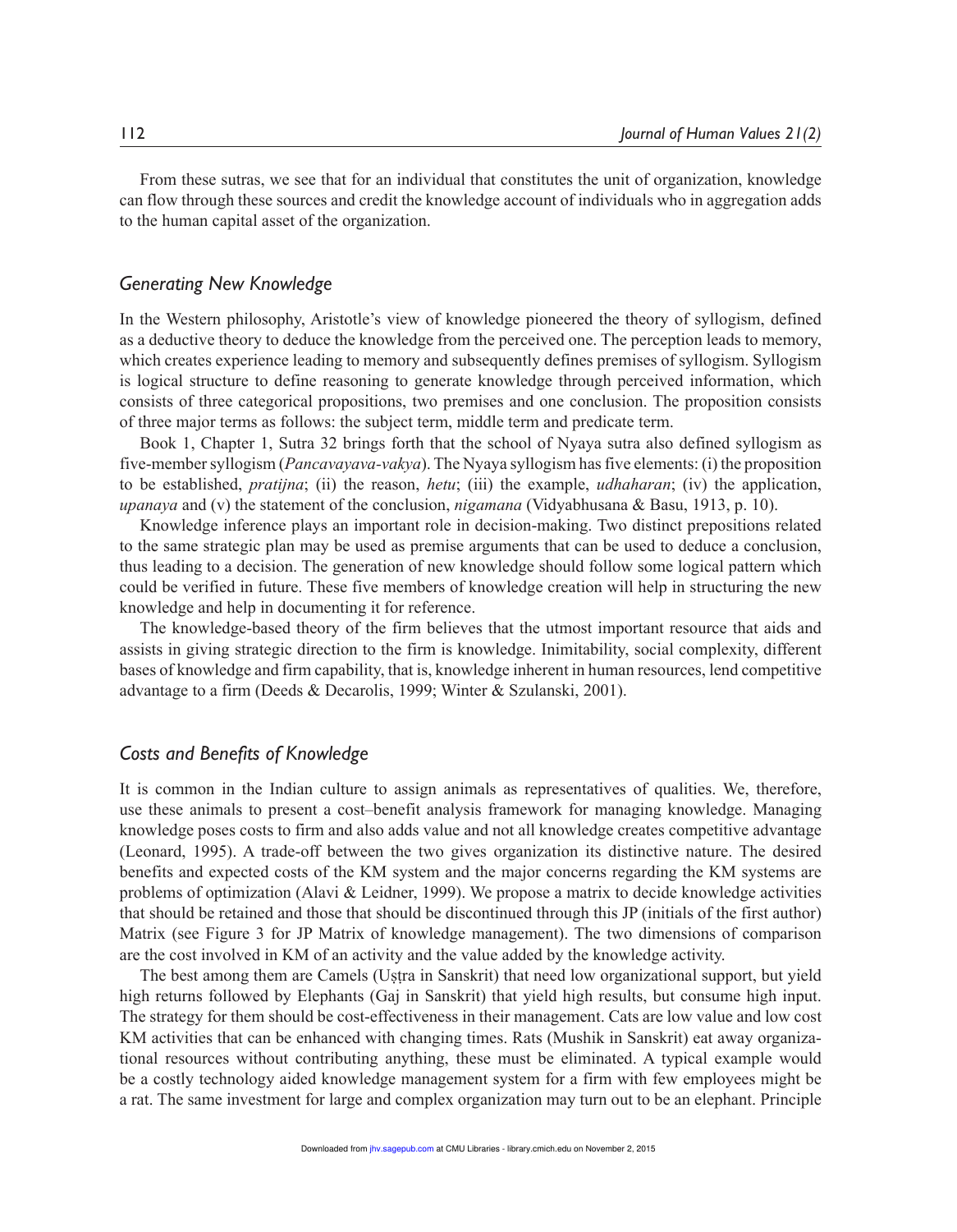From these sutras, we see that for an individual that constitutes the unit of organization, knowledge can flow through these sources and credit the knowledge account of individuals who in aggregation adds to the human capital asset of the organization.

## *Generating New Knowledge*

In the Western philosophy, Aristotle's view of knowledge pioneered the theory of syllogism, defined as a deductive theory to deduce the knowledge from the perceived one. The perception leads to memory, which creates experience leading to memory and subsequently defines premises of syllogism. Syllogism is logical structure to define reasoning to generate knowledge through perceived information, which consists of three categorical propositions, two premises and one conclusion. The proposition consists of three major terms as follows: the subject term, middle term and predicate term.

Book 1, Chapter 1, Sutra 32 brings forth that the school of Nyaya sutra also defined syllogism as five-member syllogism (*Pancavayava-vakya*). The Nyaya syllogism has five elements: (i) the proposition to be established, *pratijna*; (ii) the reason, *hetu*; (iii) the example, *udhaharan*; (iv) the application, *upanaya* and (v) the statement of the conclusion, *nigamana* (Vidyabhusana & Basu, 1913, p. 10).

Knowledge inference plays an important role in decision-making. Two distinct prepositions related to the same strategic plan may be used as premise arguments that can be used to deduce a conclusion, thus leading to a decision. The generation of new knowledge should follow some logical pattern which could be verified in future. These five members of knowledge creation will help in structuring the new knowledge and help in documenting it for reference.

The knowledge-based theory of the firm believes that the utmost important resource that aids and assists in giving strategic direction to the firm is knowledge. Inimitability, social complexity, different bases of knowledge and firm capability, that is, knowledge inherent in human resources, lend competitive advantage to a firm (Deeds & Decarolis, 1999; Winter & Szulanski, 2001).

## *Costs and Benefits of Knowledge*

It is common in the Indian culture to assign animals as representatives of qualities. We, therefore, use these animals to present a cost–benefit analysis framework for managing knowledge. Managing knowledge poses costs to firm and also adds value and not all knowledge creates competitive advantage (Leonard, 1995). A trade-off between the two gives organization its distinctive nature. The desired benefits and expected costs of the KM system and the major concerns regarding the KM systems are problems of optimization (Alavi & Leidner, 1999). We propose a matrix to decide knowledge activities that should be retained and those that should be discontinued through this JP (initials of the first author) Matrix (see Figure 3 for JP Matrix of knowledge management). The two dimensions of comparison are the cost involved in KM of an activity and the value added by the knowledge activity.

The best among them are Camels (Uṣṭra in Sanskrit) that need low organizational support, but yield high returns followed by Elephants (Gaj in Sanskrit) that yield high results, but consume high input. The strategy for them should be cost-effectiveness in their management. Cats are low value and low cost KM activities that can be enhanced with changing times. Rats (Mushik in Sanskrit) eat away organizational resources without contributing anything, these must be eliminated. A typical example would be a costly technology aided knowledge management system for a firm with few employees might be a rat. The same investment for large and complex organization may turn out to be an elephant. Principle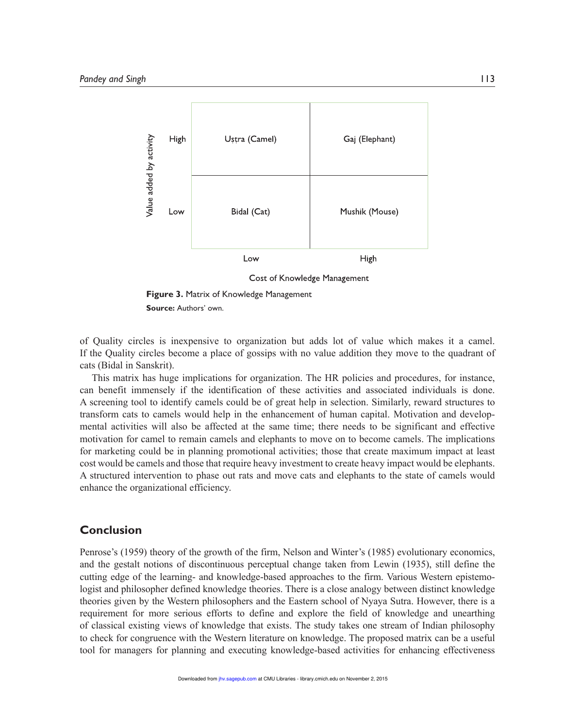| Value added by activity | Low (Cost of Knowledge Management) | High (Cost of Knowledge Management) |
| --- | --- | --- |
| High | Uṣṭra (Camel) | Gaj (Elephant) |
| Low | Bidal (Cat) | Mushik (Mouse) |

**Figure 3.** Matrix of Knowledge Management

**Source:** Authors' own.

of Quality circles is inexpensive to organization but adds lot of value which makes it a camel. If the Quality circles become a place of gossips with no value addition they move to the quadrant of cats (Bidal in Sanskrit).

This matrix has huge implications for organization. The HR policies and procedures, for instance, can benefit immensely if the identification of these activities and associated individuals is done. A screening tool to identify camels could be of great help in selection. Similarly, reward structures to transform cats to camels would help in the enhancement of human capital. Motivation and developmental activities will also be affected at the same time; there needs to be significant and effective motivation for camel to remain camels and elephants to move on to become camels. The implications for marketing could be in planning promotional activities; those that create maximum impact at least cost would be camels and those that require heavy investment to create heavy impact would be elephants. A structured intervention to phase out rats and move cats and elephants to the state of camels would enhance the organizational efficiency.

## Conclusion

Penrose's (1959) theory of the growth of the firm, Nelson and Winter's (1985) evolutionary economics, and the gestalt notions of discontinuous perceptual change taken from Lewin (1935), still define the cutting edge of the learning- and knowledge-based approaches to the firm. Various Western epistemologist and philosopher defined knowledge theories. There is a close analogy between distinct knowledge theories given by the Western philosophers and the Eastern school of Nyaya Sutra. However, there is a requirement for more serious efforts to define and explore the field of knowledge and unearthing of classical existing views of knowledge that exists. The study takes one stream of Indian philosophy to check for congruence with the Western literature on knowledge. The proposed matrix can be a useful tool for managers for planning and executing knowledge-based activities for enhancing effectiveness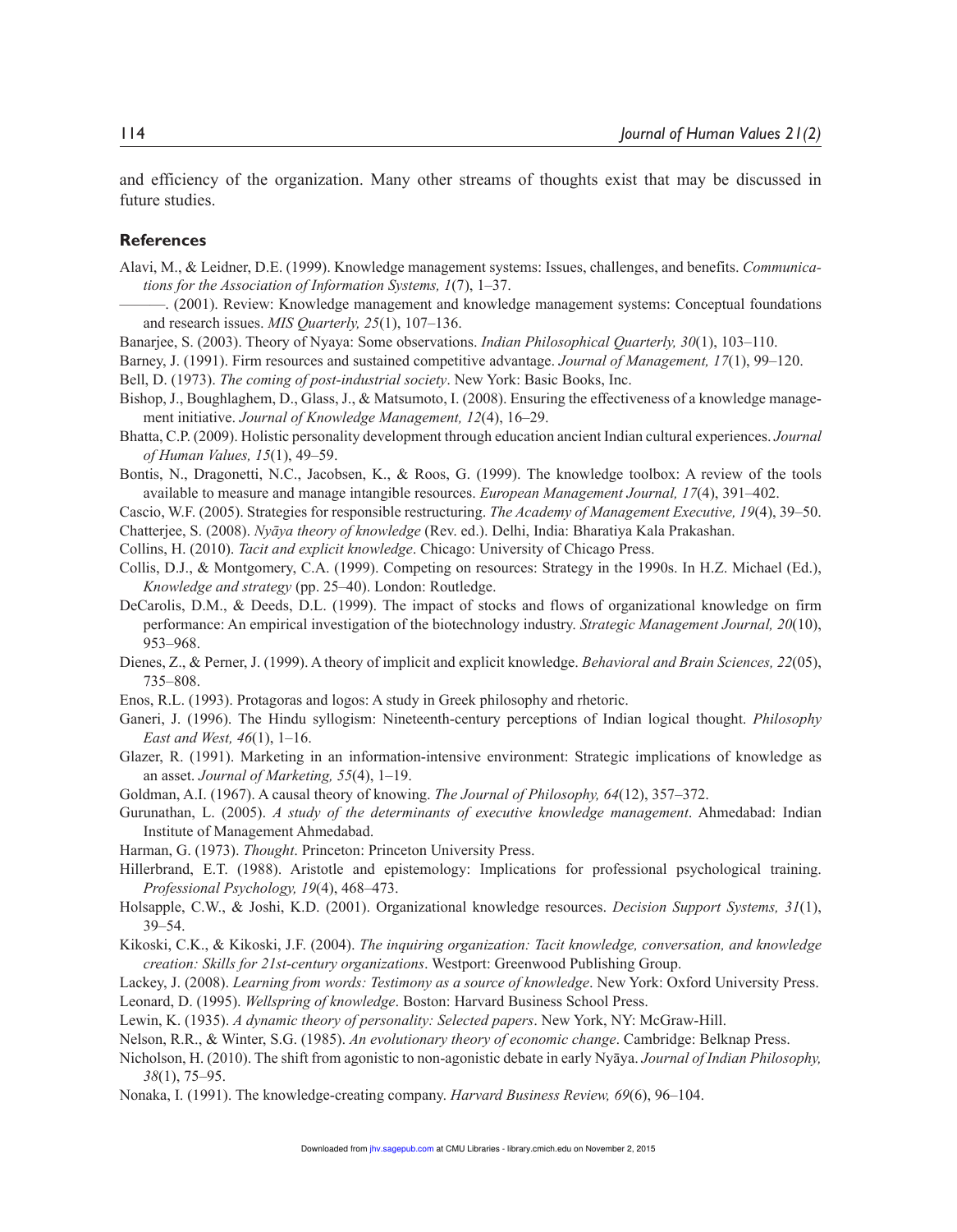and efficiency of the organization. Many other streams of thoughts exist that may be discussed in future studies.

## References

Alavi, M., & Leidner, D.E. (1999). Knowledge management systems: Issues, challenges, and benefits. *Communications for the Association of Information Systems, 1*(7), 1–37.

———. (2001). Review: Knowledge management and knowledge management systems: Conceptual foundations and research issues. *MIS Quarterly, 25*(1), 107–136.

Banarjee, S. (2003). Theory of Nyaya: Some observations. *Indian Philosophical Quarterly, 30*(1), 103–110.

Barney, J. (1991). Firm resources and sustained competitive advantage. *Journal of Management, 17*(1), 99–120.

Bell, D. (1973). *The coming of post-industrial society*. New York: Basic Books, Inc.

Bishop, J., Boughlaghem, D., Glass, J., & Matsumoto, I. (2008). Ensuring the effectiveness of a knowledge management initiative. *Journal of Knowledge Management, 12*(4), 16–29.

Bhatta, C.P. (2009). Holistic personality development through education ancient Indian cultural experiences. *Journal of Human Values, 15*(1), 49–59.

Bontis, N., Dragonetti, N.C., Jacobsen, K., & Roos, G. (1999). The knowledge toolbox: A review of the tools available to measure and manage intangible resources. *European Management Journal, 17*(4), 391–402.

Cascio, W.F. (2005). Strategies for responsible restructuring. *The Academy of Management Executive, 19*(4), 39–50.

Chatterjee, S. (2008). *Nyāya theory of knowledge* (Rev. ed.). Delhi, India: Bharatiya Kala Prakashan.

Collins, H. (2010). *Tacit and explicit knowledge*. Chicago: University of Chicago Press.

Collis, D.J., & Montgomery, C.A. (1999). Competing on resources: Strategy in the 1990s. In H.Z. Michael (Ed.), *Knowledge and strategy* (pp. 25–40). London: Routledge.

DeCarolis, D.M., & Deeds, D.L. (1999). The impact of stocks and flows of organizational knowledge on firm performance: An empirical investigation of the biotechnology industry. *Strategic Management Journal, 20*(10), 953–968.

Dienes, Z., & Perner, J. (1999). A theory of implicit and explicit knowledge. *Behavioral and Brain Sciences, 22*(05), 735–808.

Enos, R.L. (1993). Protagoras and logos: A study in Greek philosophy and rhetoric.

Ganeri, J. (1996). The Hindu syllogism: Nineteenth-century perceptions of Indian logical thought. *Philosophy East and West, 46*(1), 1–16.

Glazer, R. (1991). Marketing in an information-intensive environment: Strategic implications of knowledge as an asset. *Journal of Marketing, 55*(4), 1–19.

Goldman, A.I. (1967). A causal theory of knowing. *The Journal of Philosophy, 64*(12), 357–372.

Gurunathan, L. (2005). *A study of the determinants of executive knowledge management*. Ahmedabad: Indian Institute of Management Ahmedabad.

Harman, G. (1973). *Thought*. Princeton: Princeton University Press.

Hillerbrand, E.T. (1988). Aristotle and epistemology: Implications for professional psychological training. *Professional Psychology, 19*(4), 468–473.

Holsapple, C.W., & Joshi, K.D. (2001). Organizational knowledge resources. *Decision Support Systems, 31*(1), 39–54.

Kikoski, C.K., & Kikoski, J.F. (2004). *The inquiring organization: Tacit knowledge, conversation, and knowledge creation: Skills for 21st-century organizations*. Westport: Greenwood Publishing Group.

Lackey, J. (2008). *Learning from words: Testimony as a source of knowledge*. New York: Oxford University Press.

Leonard, D. (1995). *Wellspring of knowledge*. Boston: Harvard Business School Press.

Lewin, K. (1935). *A dynamic theory of personality: Selected papers*. New York, NY: McGraw-Hill.

Nelson, R.R., & Winter, S.G. (1985). *An evolutionary theory of economic change*. Cambridge: Belknap Press.

Nicholson, H. (2010). The shift from agonistic to non-agonistic debate in early Nyāya. *Journal of Indian Philosophy, 38*(1), 75–95.

Nonaka, I. (1991). The knowledge-creating company. *Harvard Business Review, 69*(6), 96–104.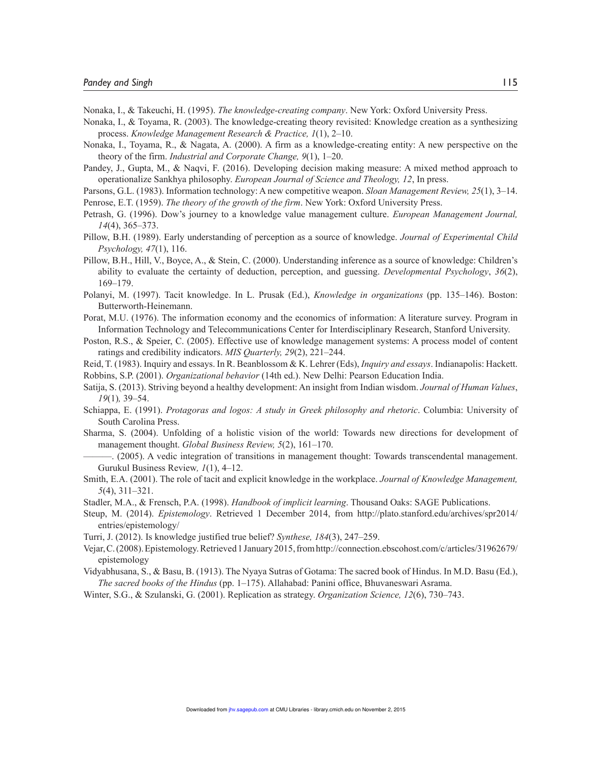Nonaka, I., & Takeuchi, H. (1995). *The knowledge-creating company*. New York: Oxford University Press.

Nonaka, I., & Toyama, R. (2003). The knowledge-creating theory revisited: Knowledge creation as a synthesizing process. *Knowledge Management Research & Practice, 1*(1), 2–10.

Nonaka, I., Toyama, R., & Nagata, A. (2000). A firm as a knowledge-creating entity: A new perspective on the theory of the firm. *Industrial and Corporate Change, 9*(1), 1–20.

Pandey, J., Gupta, M., & Naqvi, F. (2016). Developing decision making measure: A mixed method approach to operationalize Sankhya philosophy. *European Journal of Science and Theology, 12*, In press.

Parsons, G.L. (1983). Information technology: A new competitive weapon. *Sloan Management Review, 25*(1), 3–14.

Penrose, E.T. (1959). *The theory of the growth of the firm*. New York: Oxford University Press.

Petrash, G. (1996). Dow's journey to a knowledge value management culture. *European Management Journal, 14*(4), 365–373.

Pillow, B.H. (1989). Early understanding of perception as a source of knowledge. *Journal of Experimental Child Psychology, 47*(1), 116.

Pillow, B.H., Hill, V., Boyce, A., & Stein, C. (2000). Understanding inference as a source of knowledge: Children's ability to evaluate the certainty of deduction, perception, and guessing. *Developmental Psychology*, *36*(2), 169–179.

Polanyi, M. (1997). Tacit knowledge. In L. Prusak (Ed.), *Knowledge in organizations* (pp. 135–146). Boston: Butterworth-Heinemann.

Porat, M.U. (1976). The information economy and the economics of information: A literature survey. Program in Information Technology and Telecommunications Center for Interdisciplinary Research, Stanford University.

Poston, R.S., & Speier, C. (2005). Effective use of knowledge management systems: A process model of content ratings and credibility indicators. *MIS Quarterly, 29*(2), 221–244.

Reid, T. (1983). Inquiry and essays. In R. Beanblossom & K. Lehrer (Eds), *Inquiry and essays*. Indianapolis: Hackett.

Robbins, S.P. (2001). *Organizational behavior* (14th ed.). New Delhi: Pearson Education India.

Satija, S. (2013). Striving beyond a healthy development: An insight from Indian wisdom. *Journal of Human Values*, *19*(1)*,* 39–54.

Schiappa, E. (1991). *Protagoras and logos: A study in Greek philosophy and rhetoric*. Columbia: University of South Carolina Press.

Sharma, S. (2004). Unfolding of a holistic vision of the world: Towards new directions for development of management thought. *Global Business Review, 5*(2), 161–170.

———. (2005). A vedic integration of transitions in management thought: Towards transcendental management. Gurukul Business Review*, 1*(1), 4–12.

Smith, E.A. (2001). The role of tacit and explicit knowledge in the workplace. *Journal of Knowledge Management, 5*(4), 311–321.

Stadler, M.A., & Frensch, P.A. (1998). *Handbook of implicit learning*. Thousand Oaks: SAGE Publications.

Steup, M. (2014). *Epistemology*. Retrieved 1 December 2014, from http://plato.stanford.edu/archives/spr2014/entries/epistemology/

Turri, J. (2012). Is knowledge justified true belief? *Synthese, 184*(3), 247–259.

Vejar, C. (2008). Epistemology. Retrieved 1 January 2015, from http://connection.ebscohost.com/c/articles/31962679/epistemology

Vidyabhusana, S., & Basu, B. (1913). The Nyaya Sutras of Gotama: The sacred book of Hindus. In M.D. Basu (Ed.), *The sacred books of the Hindus* (pp. 1–175). Allahabad: Panini office, Bhuvaneswari Asrama.

Winter, S.G., & Szulanski, G. (2001). Replication as strategy. *Organization Science, 12*(6), 730–743.